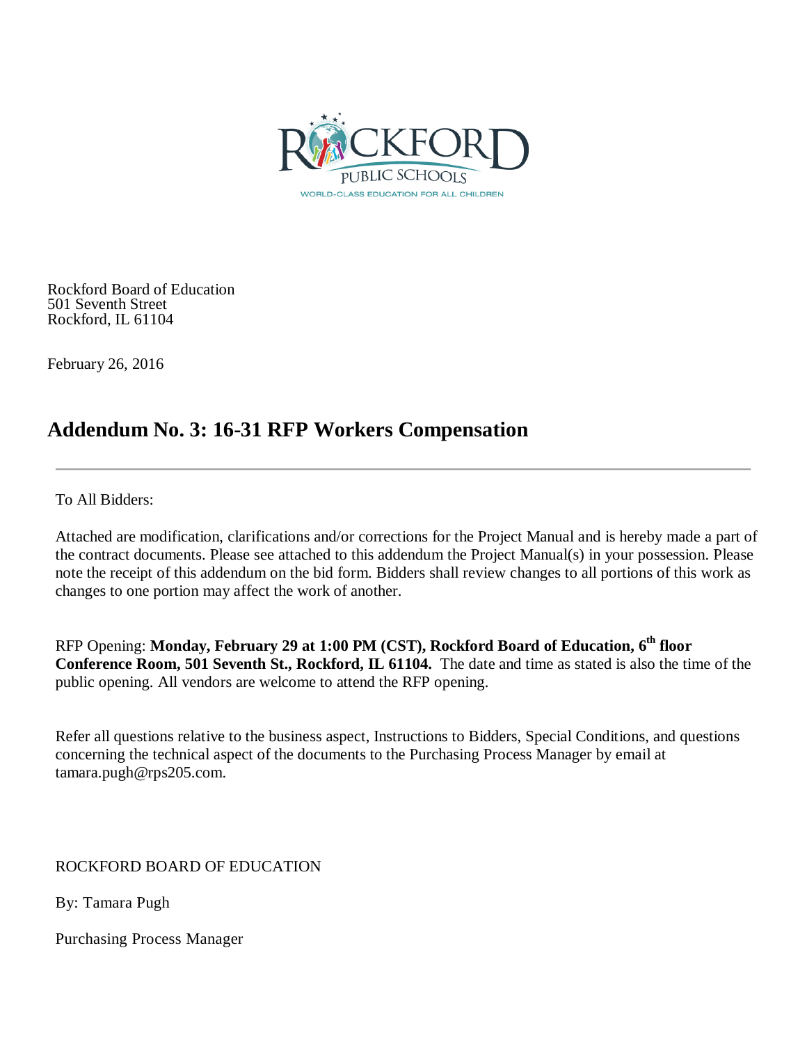ROCKFORD PUBLIC SCHOOLS

WORLD-CLASS EDUCATION FOR ALL CHILDREN

Rockford Board of Education
501 Seventh Street
Rockford, IL 61104

February 26, 2016

# Addendum No. 3: 16-31 RFP Workers Compensation

---

To All Bidders:

Attached are modification, clarifications and/or corrections for the Project Manual and is hereby made a part of the contract documents. Please see attached to this addendum the Project Manual(s) in your possession. Please note the receipt of this addendum on the bid form. Bidders shall review changes to all portions of this work as changes to one portion may affect the work of another.

RFP Opening: **Monday, February 29 at 1:00 PM (CST), Rockford Board of Education, 6th floor Conference Room, 501 Seventh St., Rockford, IL 61104.** The date and time as stated is also the time of the public opening. All vendors are welcome to attend the RFP opening.

Refer all questions relative to the business aspect, Instructions to Bidders, Special Conditions, and questions concerning the technical aspect of the documents to the Purchasing Process Manager by email at tamara.pugh@rps205.com.

ROCKFORD BOARD OF EDUCATION

By: Tamara Pugh

Purchasing Process Manager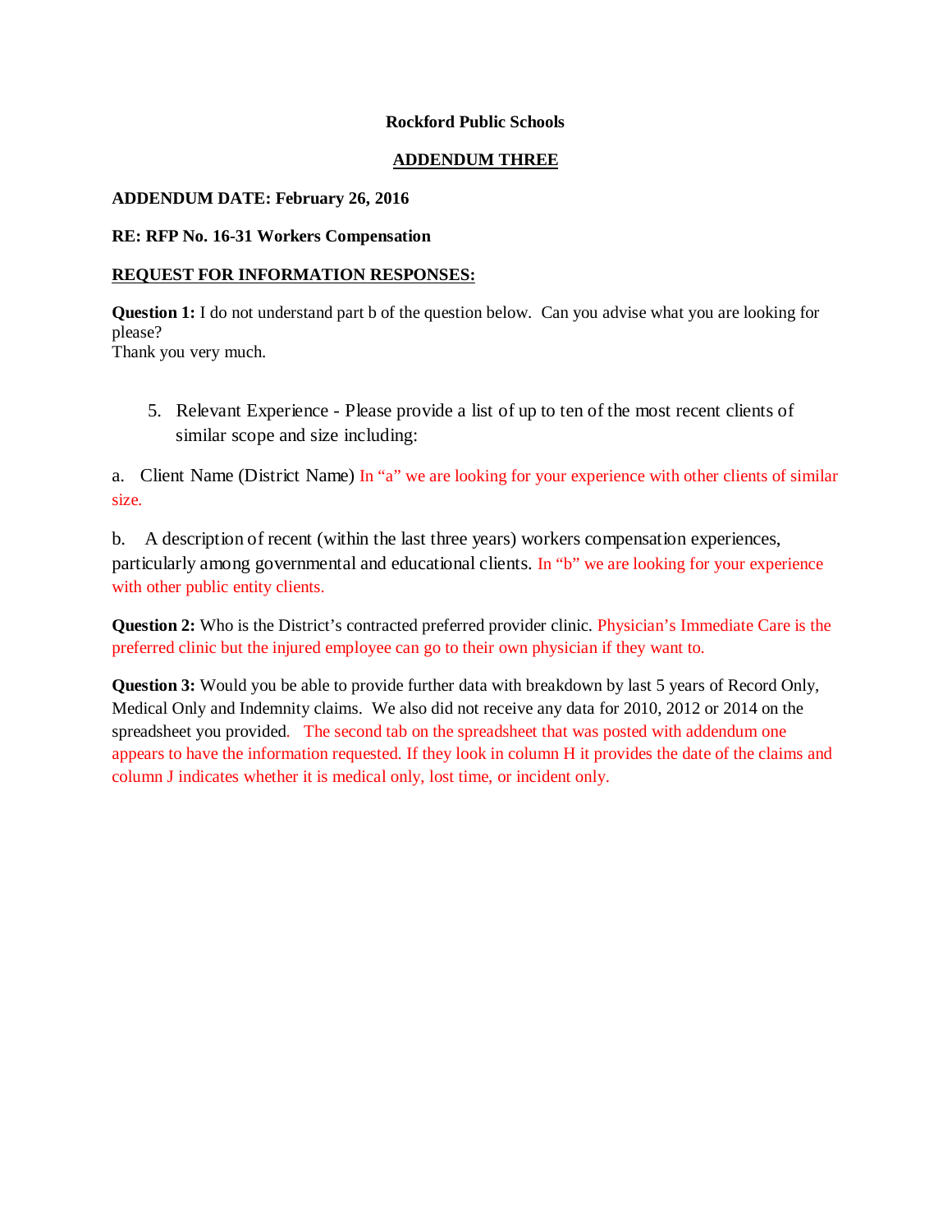**Rockford Public Schools**

**ADDENDUM THREE**

**ADDENDUM DATE: February 26, 2016**

**RE: RFP No. 16-31 Workers Compensation**

**REQUEST FOR INFORMATION RESPONSES:**

**Question 1:** I do not understand part b of the question below. Can you advise what you are looking for please?
Thank you very much.

5. Relevant Experience - Please provide a list of up to ten of the most recent clients of similar scope and size including:

a. Client Name (District Name) In "a" we are looking for your experience with other clients of similar size.

b. A description of recent (within the last three years) workers compensation experiences, particularly among governmental and educational clients. In "b" we are looking for your experience with other public entity clients.

**Question 2:** Who is the District's contracted preferred provider clinic. Physician's Immediate Care is the preferred clinic but the injured employee can go to their own physician if they want to.

**Question 3:** Would you be able to provide further data with breakdown by last 5 years of Record Only, Medical Only and Indemnity claims. We also did not receive any data for 2010, 2012 or 2014 on the spreadsheet you provided. The second tab on the spreadsheet that was posted with addendum one appears to have the information requested. If they look in column H it provides the date of the claims and column J indicates whether it is medical only, lost time, or incident only.